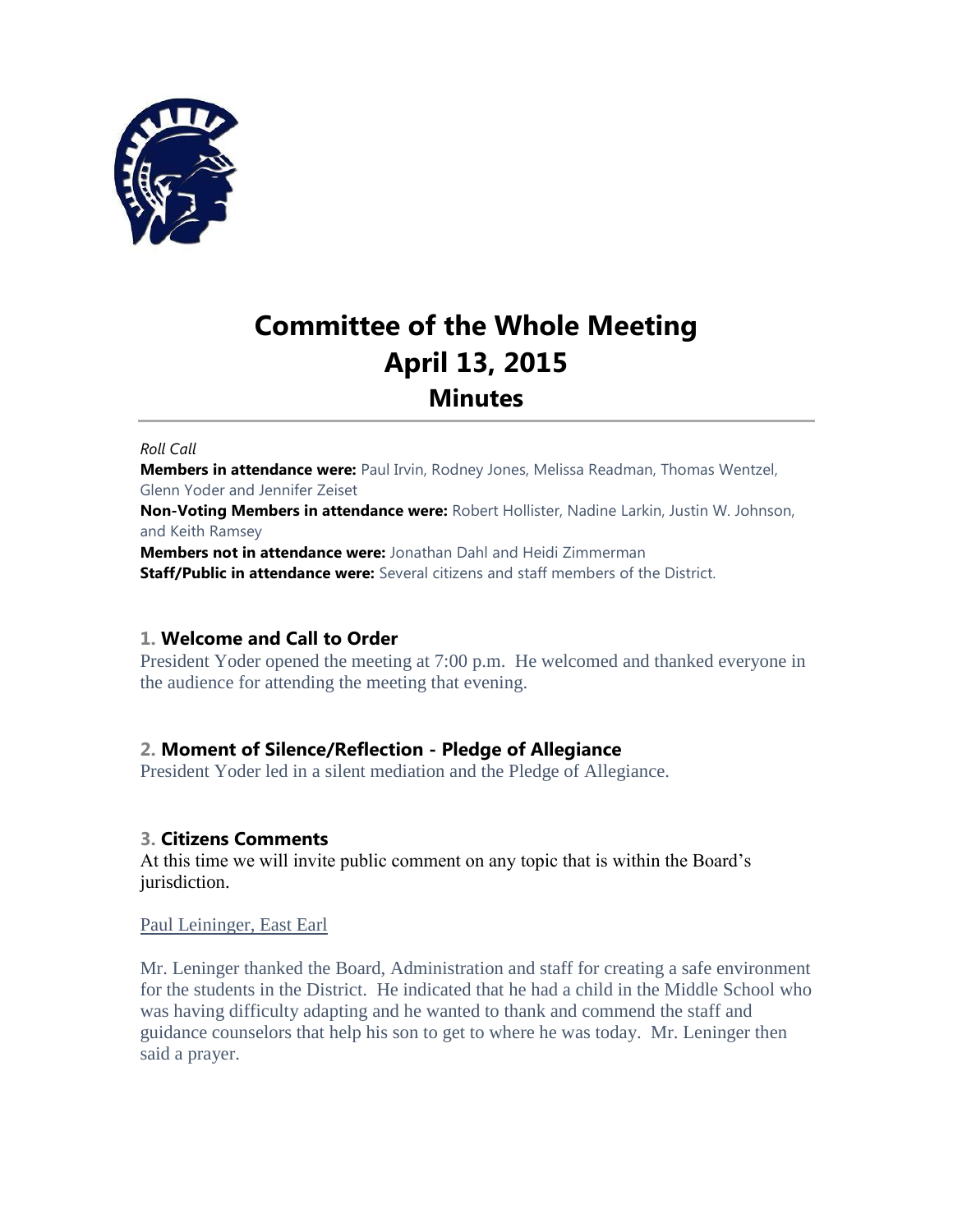# Committee of the Whole Meeting
# April 13, 2015
## Minutes

*Roll Call*

**Members in attendance were:** Paul Irvin, Rodney Jones, Melissa Readman, Thomas Wentzel, Glenn Yoder and Jennifer Zeiset

**Non-Voting Members in attendance were:** Robert Hollister, Nadine Larkin, Justin W. Johnson, and Keith Ramsey

**Members not in attendance were:** Jonathan Dahl and Heidi Zimmerman

**Staff/Public in attendance were:** Several citizens and staff members of the District.

### 1. Welcome and Call to Order

President Yoder opened the meeting at 7:00 p.m. He welcomed and thanked everyone in the audience for attending the meeting that evening.

### 2. Moment of Silence/Reflection - Pledge of Allegiance

President Yoder led in a silent mediation and the Pledge of Allegiance.

### 3. Citizens Comments

At this time we will invite public comment on any topic that is within the Board's jurisdiction.

Paul Leininger, East Earl

Mr. Leninger thanked the Board, Administration and staff for creating a safe environment for the students in the District. He indicated that he had a child in the Middle School who was having difficulty adapting and he wanted to thank and commend the staff and guidance counselors that help his son to get to where he was today. Mr. Leninger then said a prayer.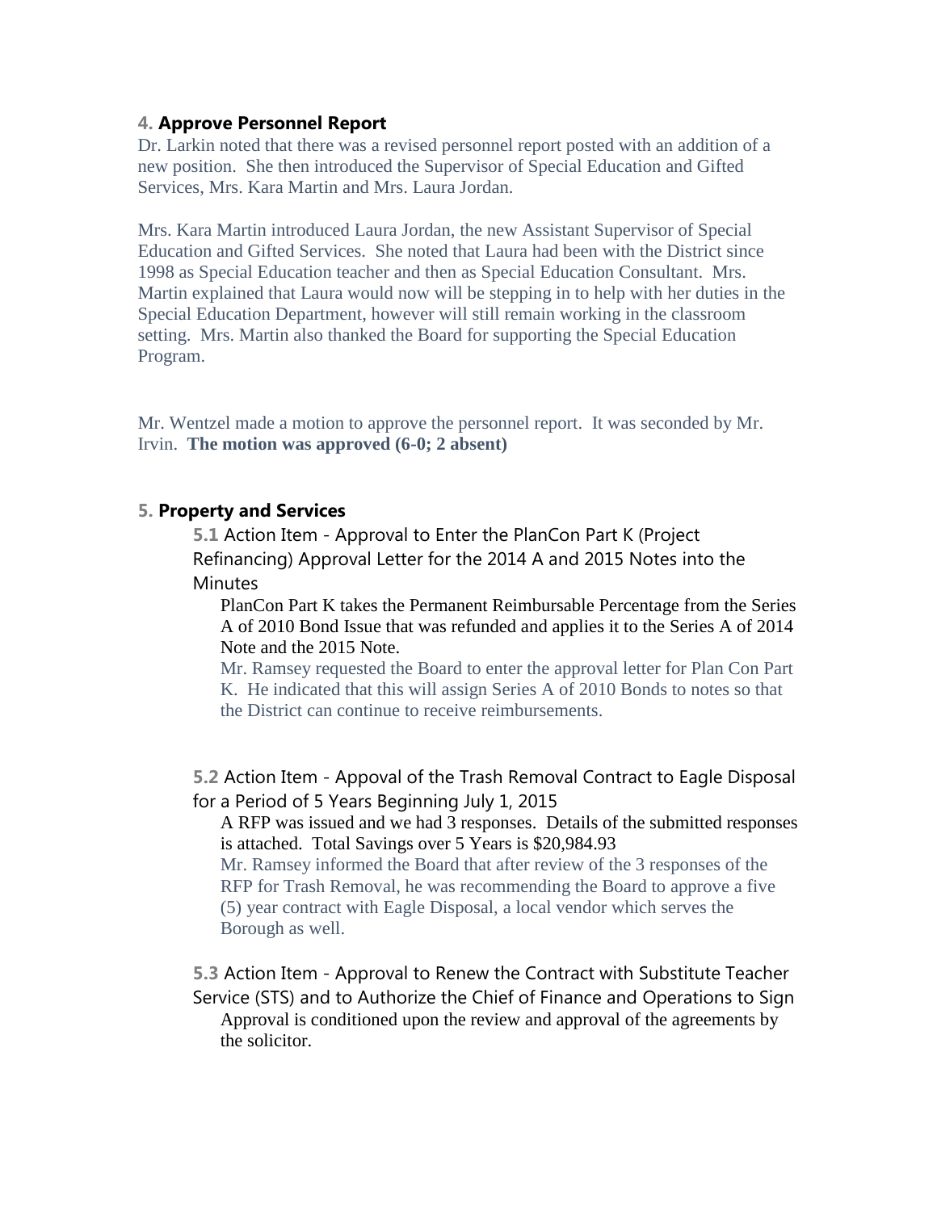## 4. Approve Personnel Report

Dr. Larkin noted that there was a revised personnel report posted with an addition of a new position. She then introduced the Supervisor of Special Education and Gifted Services, Mrs. Kara Martin and Mrs. Laura Jordan.

Mrs. Kara Martin introduced Laura Jordan, the new Assistant Supervisor of Special Education and Gifted Services. She noted that Laura had been with the District since 1998 as Special Education teacher and then as Special Education Consultant. Mrs. Martin explained that Laura would now will be stepping in to help with her duties in the Special Education Department, however will still remain working in the classroom setting. Mrs. Martin also thanked the Board for supporting the Special Education Program.

Mr. Wentzel made a motion to approve the personnel report. It was seconded by Mr. Irvin. **The motion was approved (6-0; 2 absent)**

## 5. Property and Services

### 5.1 Action Item - Approval to Enter the PlanCon Part K (Project Refinancing) Approval Letter for the 2014 A and 2015 Notes into the Minutes

PlanCon Part K takes the Permanent Reimbursable Percentage from the Series A of 2010 Bond Issue that was refunded and applies it to the Series A of 2014 Note and the 2015 Note.

Mr. Ramsey requested the Board to enter the approval letter for Plan Con Part K. He indicated that this will assign Series A of 2010 Bonds to notes so that the District can continue to receive reimbursements.

### 5.2 Action Item - Appoval of the Trash Removal Contract to Eagle Disposal for a Period of 5 Years Beginning July 1, 2015

A RFP was issued and we had 3 responses. Details of the submitted responses is attached. Total Savings over 5 Years is $20,984.93

Mr. Ramsey informed the Board that after review of the 3 responses of the RFP for Trash Removal, he was recommending the Board to approve a five (5) year contract with Eagle Disposal, a local vendor which serves the Borough as well.

### 5.3 Action Item - Approval to Renew the Contract with Substitute Teacher Service (STS) and to Authorize the Chief of Finance and Operations to Sign

Approval is conditioned upon the review and approval of the agreements by the solicitor.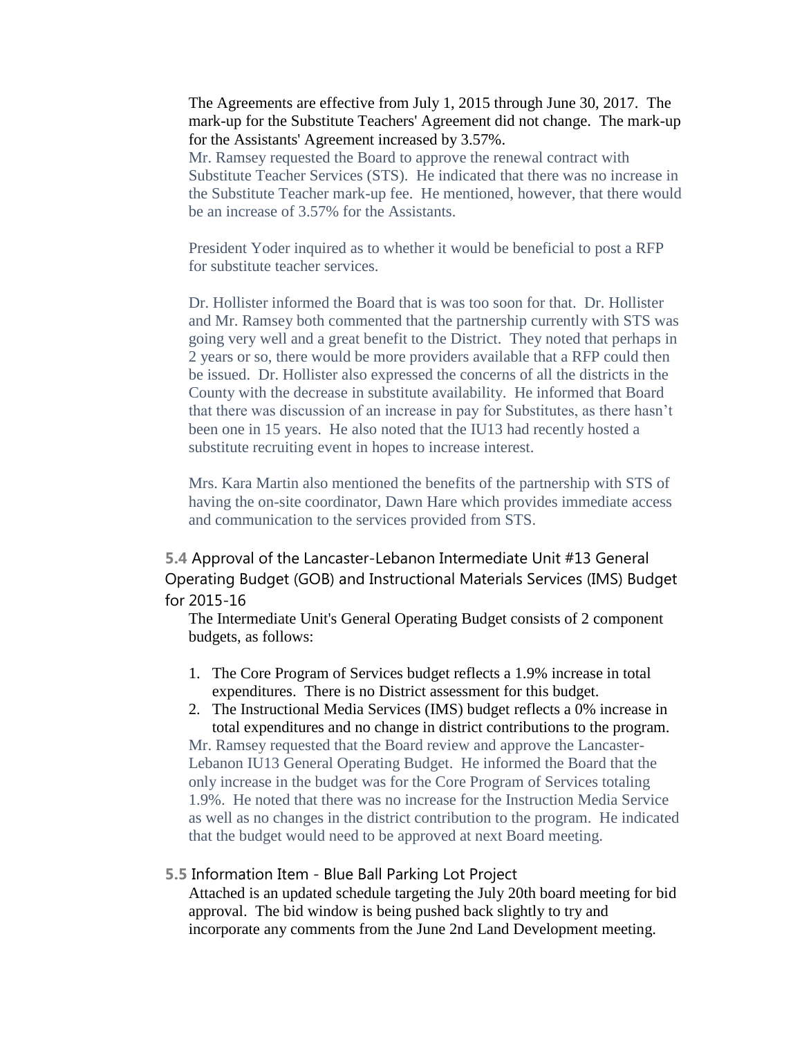The Agreements are effective from July 1, 2015 through June 30, 2017. The mark-up for the Substitute Teachers' Agreement did not change. The mark-up for the Assistants' Agreement increased by 3.57%.

Mr. Ramsey requested the Board to approve the renewal contract with Substitute Teacher Services (STS). He indicated that there was no increase in the Substitute Teacher mark-up fee. He mentioned, however, that there would be an increase of 3.57% for the Assistants.

President Yoder inquired as to whether it would be beneficial to post a RFP for substitute teacher services.

Dr. Hollister informed the Board that is was too soon for that. Dr. Hollister and Mr. Ramsey both commented that the partnership currently with STS was going very well and a great benefit to the District. They noted that perhaps in 2 years or so, there would be more providers available that a RFP could then be issued. Dr. Hollister also expressed the concerns of all the districts in the County with the decrease in substitute availability. He informed that Board that there was discussion of an increase in pay for Substitutes, as there hasn't been one in 15 years. He also noted that the IU13 had recently hosted a substitute recruiting event in hopes to increase interest.

Mrs. Kara Martin also mentioned the benefits of the partnership with STS of having the on-site coordinator, Dawn Hare which provides immediate access and communication to the services provided from STS.

### 5.4 Approval of the Lancaster-Lebanon Intermediate Unit #13 General Operating Budget (GOB) and Instructional Materials Services (IMS) Budget for 2015-16

The Intermediate Unit's General Operating Budget consists of 2 component budgets, as follows:

1. The Core Program of Services budget reflects a 1.9% increase in total expenditures. There is no District assessment for this budget.
2. The Instructional Media Services (IMS) budget reflects a 0% increase in total expenditures and no change in district contributions to the program.

Mr. Ramsey requested that the Board review and approve the Lancaster-Lebanon IU13 General Operating Budget. He informed the Board that the only increase in the budget was for the Core Program of Services totaling 1.9%. He noted that there was no increase for the Instruction Media Service as well as no changes in the district contribution to the program. He indicated that the budget would need to be approved at next Board meeting.

### 5.5 Information Item - Blue Ball Parking Lot Project

Attached is an updated schedule targeting the July 20th board meeting for bid approval. The bid window is being pushed back slightly to try and incorporate any comments from the June 2nd Land Development meeting.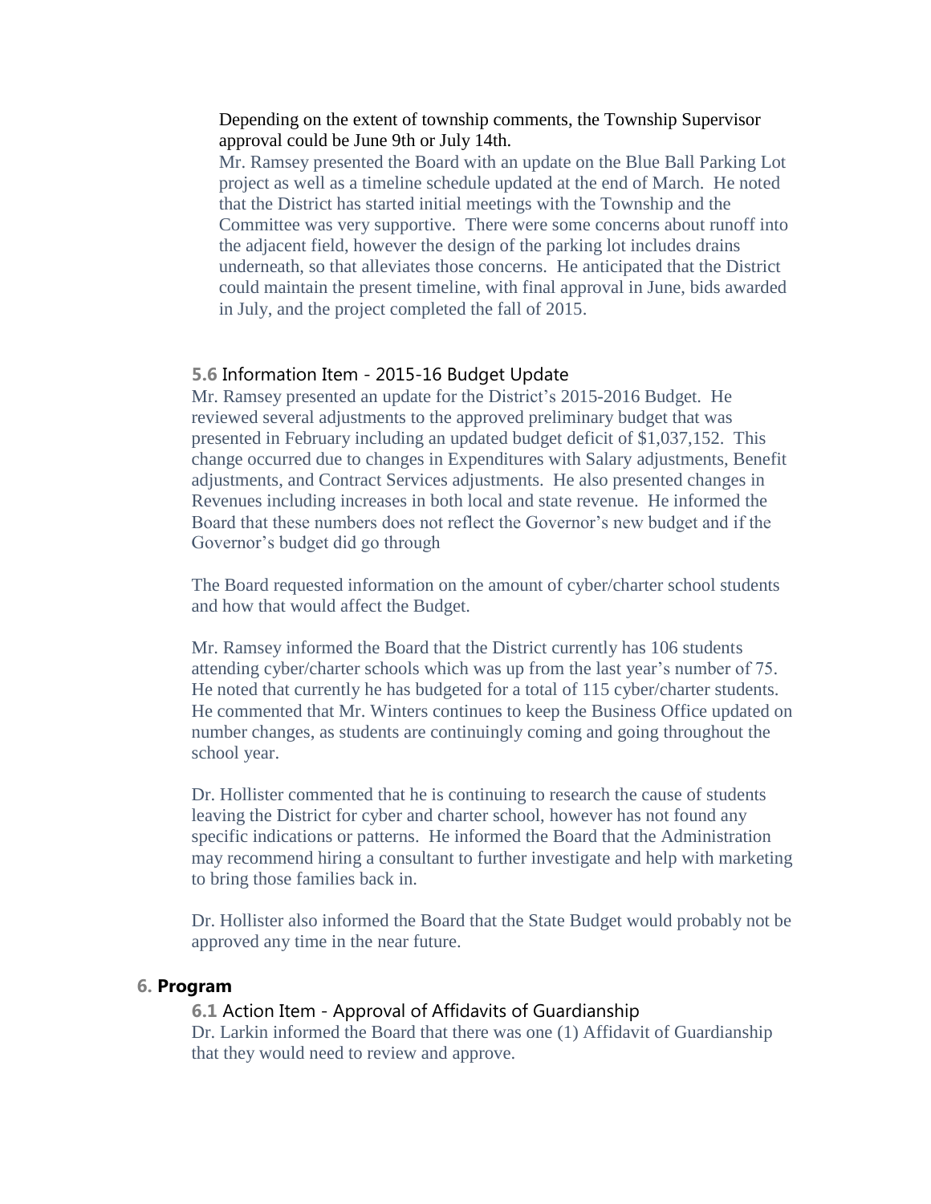Depending on the extent of township comments, the Township Supervisor approval could be June 9th or July 14th.

Mr. Ramsey presented the Board with an update on the Blue Ball Parking Lot project as well as a timeline schedule updated at the end of March. He noted that the District has started initial meetings with the Township and the Committee was very supportive. There were some concerns about runoff into the adjacent field, however the design of the parking lot includes drains underneath, so that alleviates those concerns. He anticipated that the District could maintain the present timeline, with final approval in June, bids awarded in July, and the project completed the fall of 2015.

### 5.6 Information Item - 2015-16 Budget Update

Mr. Ramsey presented an update for the District's 2015-2016 Budget. He reviewed several adjustments to the approved preliminary budget that was presented in February including an updated budget deficit of $1,037,152. This change occurred due to changes in Expenditures with Salary adjustments, Benefit adjustments, and Contract Services adjustments. He also presented changes in Revenues including increases in both local and state revenue. He informed the Board that these numbers does not reflect the Governor's new budget and if the Governor's budget did go through

The Board requested information on the amount of cyber/charter school students and how that would affect the Budget.

Mr. Ramsey informed the Board that the District currently has 106 students attending cyber/charter schools which was up from the last year's number of 75. He noted that currently he has budgeted for a total of 115 cyber/charter students. He commented that Mr. Winters continues to keep the Business Office updated on number changes, as students are continuingly coming and going throughout the school year.

Dr. Hollister commented that he is continuing to research the cause of students leaving the District for cyber and charter school, however has not found any specific indications or patterns. He informed the Board that the Administration may recommend hiring a consultant to further investigate and help with marketing to bring those families back in.

Dr. Hollister also informed the Board that the State Budget would probably not be approved any time in the near future.

## 6. Program

### 6.1 Action Item - Approval of Affidavits of Guardianship

Dr. Larkin informed the Board that there was one (1) Affidavit of Guardianship that they would need to review and approve.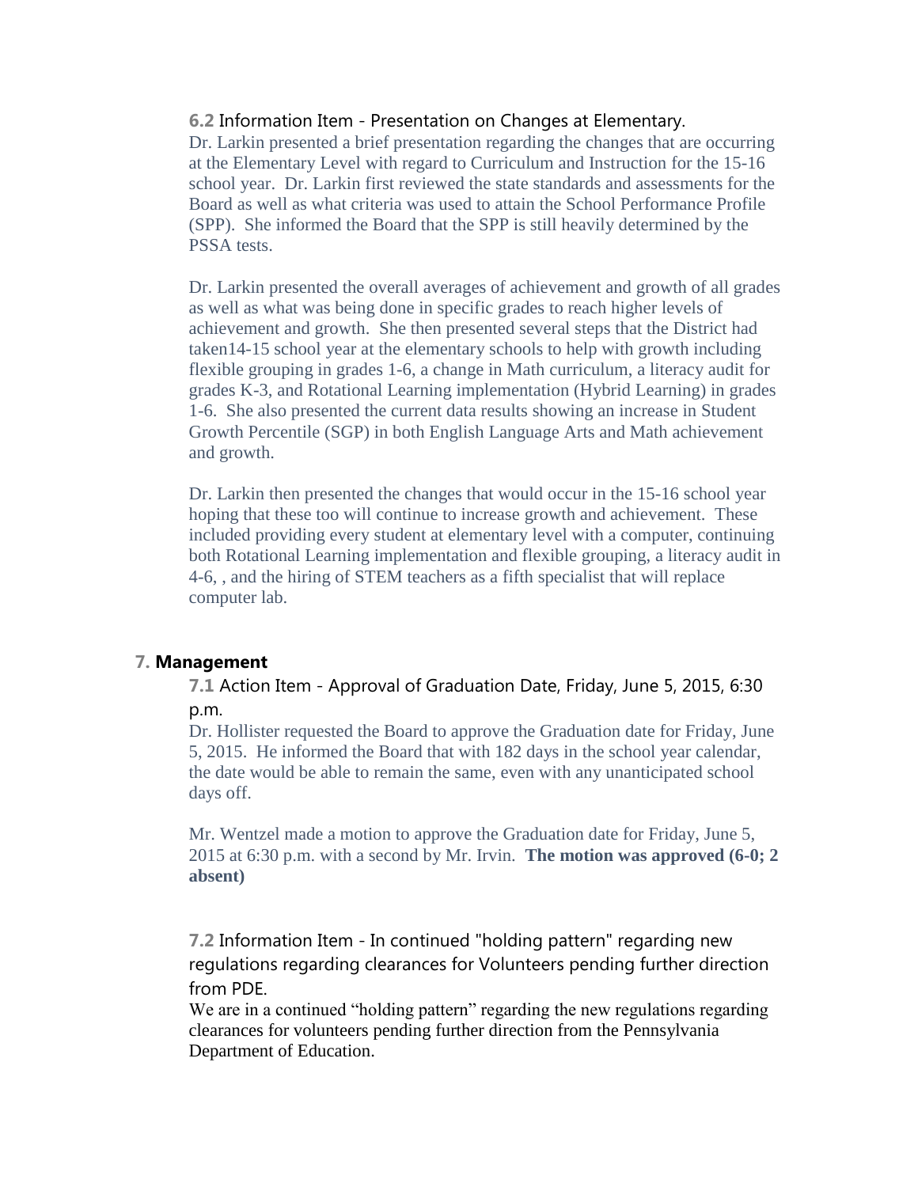**6.2** Information Item - Presentation on Changes at Elementary.

Dr. Larkin presented a brief presentation regarding the changes that are occurring at the Elementary Level with regard to Curriculum and Instruction for the 15-16 school year. Dr. Larkin first reviewed the state standards and assessments for the Board as well as what criteria was used to attain the School Performance Profile (SPP). She informed the Board that the SPP is still heavily determined by the PSSA tests.

Dr. Larkin presented the overall averages of achievement and growth of all grades as well as what was being done in specific grades to reach higher levels of achievement and growth. She then presented several steps that the District had taken14-15 school year at the elementary schools to help with growth including flexible grouping in grades 1-6, a change in Math curriculum, a literacy audit for grades K-3, and Rotational Learning implementation (Hybrid Learning) in grades 1-6. She also presented the current data results showing an increase in Student Growth Percentile (SGP) in both English Language Arts and Math achievement and growth.

Dr. Larkin then presented the changes that would occur in the 15-16 school year hoping that these too will continue to increase growth and achievement. These included providing every student at elementary level with a computer, continuing both Rotational Learning implementation and flexible grouping, a literacy audit in 4-6, , and the hiring of STEM teachers as a fifth specialist that will replace computer lab.

## 7. Management

**7.1** Action Item - Approval of Graduation Date, Friday, June 5, 2015, 6:30 p.m.

Dr. Hollister requested the Board to approve the Graduation date for Friday, June 5, 2015. He informed the Board that with 182 days in the school year calendar, the date would be able to remain the same, even with any unanticipated school days off.

Mr. Wentzel made a motion to approve the Graduation date for Friday, June 5, 2015 at 6:30 p.m. with a second by Mr. Irvin. **The motion was approved (6-0; 2 absent)**

**7.2** Information Item - In continued "holding pattern" regarding new regulations regarding clearances for Volunteers pending further direction from PDE.

We are in a continued "holding pattern" regarding the new regulations regarding clearances for volunteers pending further direction from the Pennsylvania Department of Education.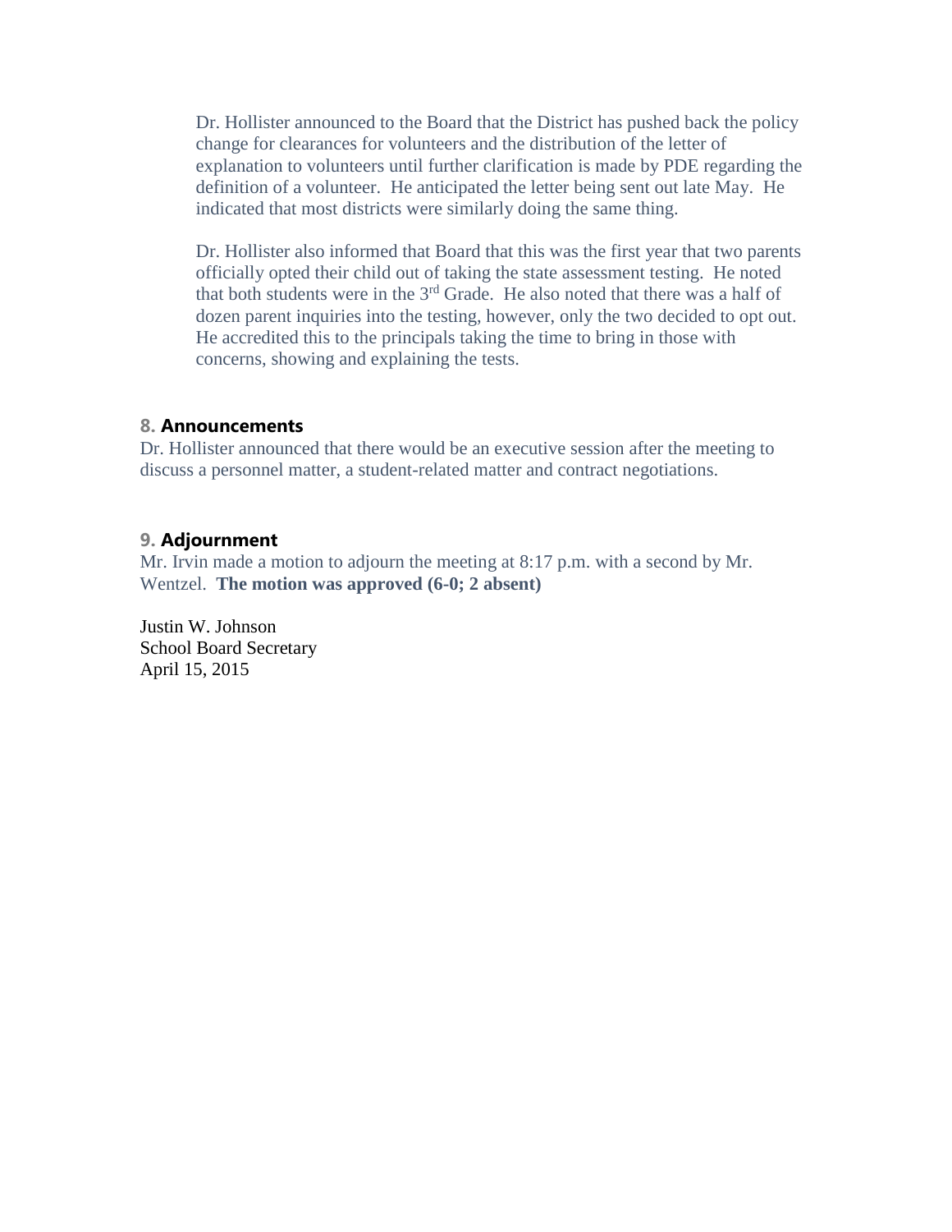Dr. Hollister announced to the Board that the District has pushed back the policy change for clearances for volunteers and the distribution of the letter of explanation to volunteers until further clarification is made by PDE regarding the definition of a volunteer. He anticipated the letter being sent out late May. He indicated that most districts were similarly doing the same thing.

Dr. Hollister also informed that Board that this was the first year that two parents officially opted their child out of taking the state assessment testing. He noted that both students were in the 3rd Grade. He also noted that there was a half of dozen parent inquiries into the testing, however, only the two decided to opt out. He accredited this to the principals taking the time to bring in those with concerns, showing and explaining the tests.

## 8. Announcements

Dr. Hollister announced that there would be an executive session after the meeting to discuss a personnel matter, a student-related matter and contract negotiations.

## 9. Adjournment

Mr. Irvin made a motion to adjourn the meeting at 8:17 p.m. with a second by Mr. Wentzel. **The motion was approved (6-0; 2 absent)**

Justin W. Johnson
School Board Secretary
April 15, 2015